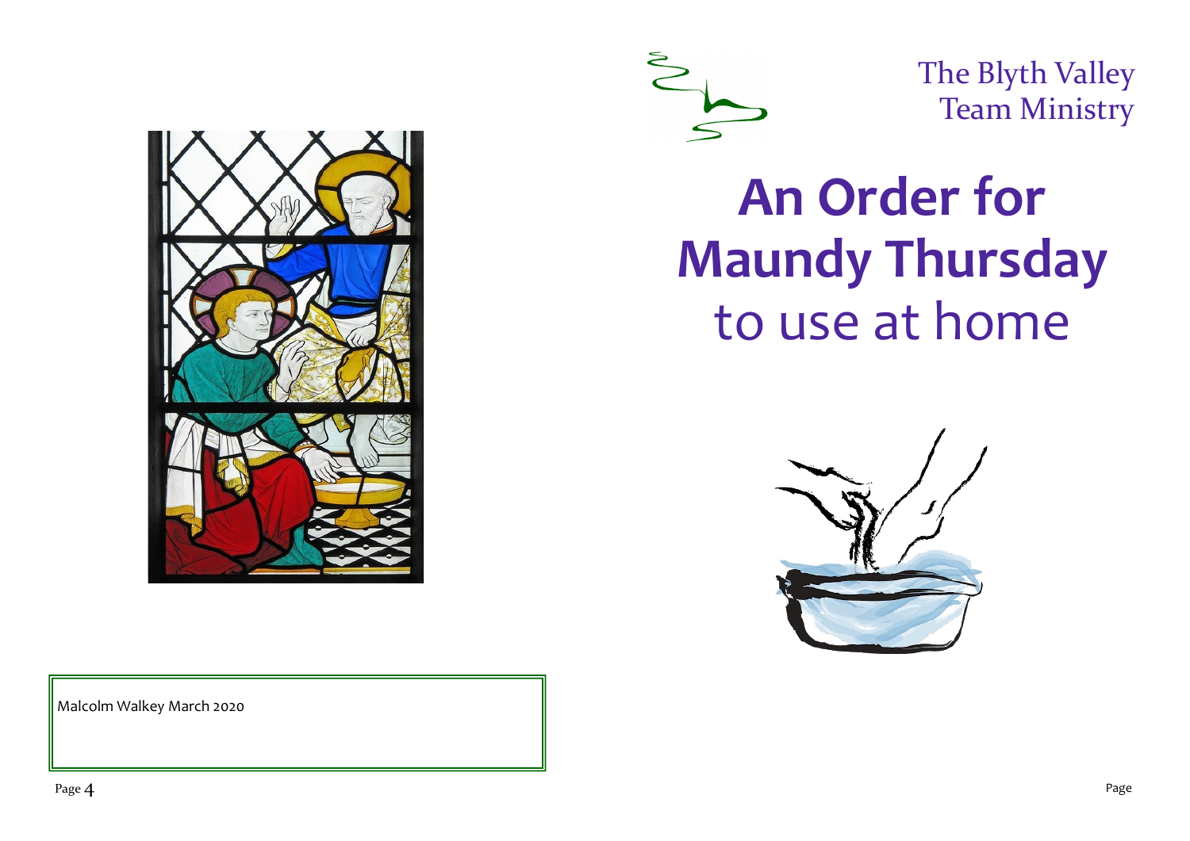Malcolm Walkey March 2020

The Blyth Valley
Team Ministry

# An Order for Maundy Thursday
## to use at home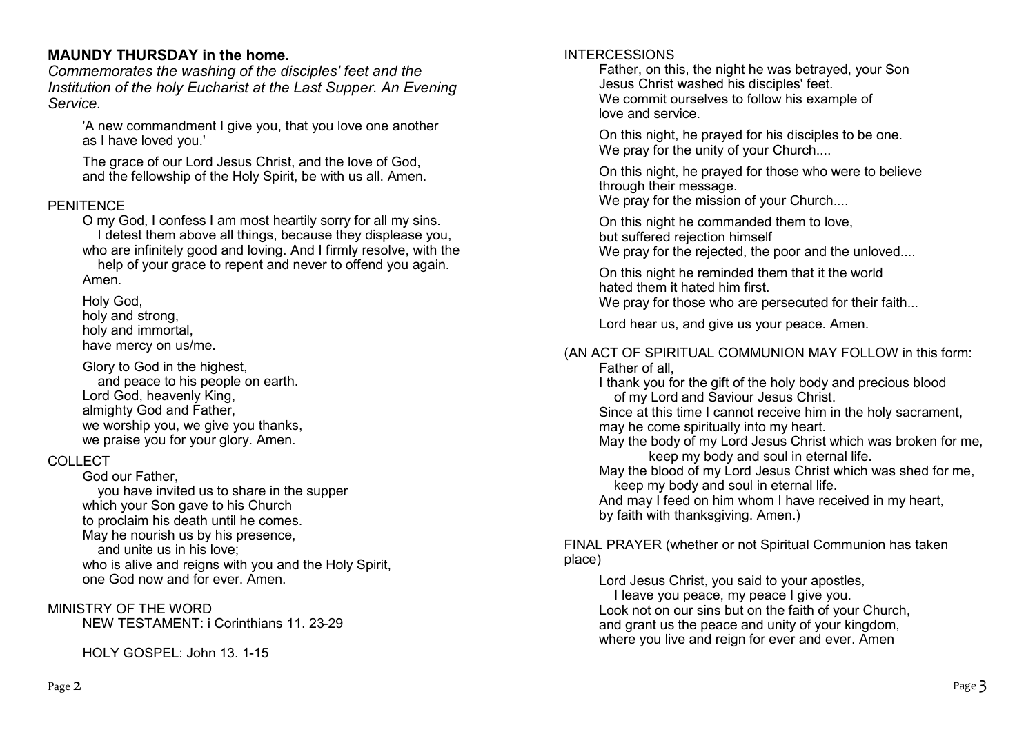**MAUNDY THURSDAY in the home.**

*Commemorates the washing of the disciples' feet and the Institution of the holy Eucharist at the Last Supper. An Evening Service.*

'A new commandment I give you, that you love one another as I have loved you.'

The grace of our Lord Jesus Christ, and the love of God, and the fellowship of the Holy Spirit, be with us all. Amen.

PENITENCE

O my God, I confess I am most heartily sorry for all my sins.
I detest them above all things, because they displease you,
who are infinitely good and loving. And I firmly resolve, with the
help of your grace to repent and never to offend you again.
Amen.

Holy God,
holy and strong,
holy and immortal,
have mercy on us/me.

Glory to God in the highest,
and peace to his people on earth.
Lord God, heavenly King,
almighty God and Father,
we worship you, we give you thanks,
we praise you for your glory. Amen.

COLLECT

God our Father,
you have invited us to share in the supper
which your Son gave to his Church
to proclaim his death until he comes.
May he nourish us by his presence,
and unite us in his love;
who is alive and reigns with you and the Holy Spirit,
one God now and for ever. Amen.

MINISTRY OF THE WORD

NEW TESTAMENT: i Corinthians 11. 23-29

HOLY GOSPEL: John 13. 1-15

INTERCESSIONS

Father, on this, the night he was betrayed, your Son
Jesus Christ washed his disciples' feet.
We commit ourselves to follow his example of
love and service.

On this night, he prayed for his disciples to be one.
We pray for the unity of your Church....

On this night, he prayed for those who were to believe
through their message.
We pray for the mission of your Church....

On this night he commanded them to love,
but suffered rejection himself
We pray for the rejected, the poor and the unloved....

On this night he reminded them that it the world
hated them it hated him first.
We pray for those who are persecuted for their faith...

Lord hear us, and give us your peace. Amen.

(AN ACT OF SPIRITUAL COMMUNION MAY FOLLOW in this form:

Father of all,
I thank you for the gift of the holy body and precious blood
of my Lord and Saviour Jesus Christ.
Since at this time I cannot receive him in the holy sacrament,
may he come spiritually into my heart.
May the body of my Lord Jesus Christ which was broken for me,
keep my body and soul in eternal life.
May the blood of my Lord Jesus Christ which was shed for me,
keep my body and soul in eternal life.
And may I feed on him whom I have received in my heart,
by faith with thanksgiving. Amen.)

FINAL PRAYER (whether or not Spiritual Communion has taken place)

Lord Jesus Christ, you said to your apostles,
I leave you peace, my peace I give you.
Look not on our sins but on the faith of your Church,
and grant us the peace and unity of your kingdom,
where you live and reign for ever and ever. Amen